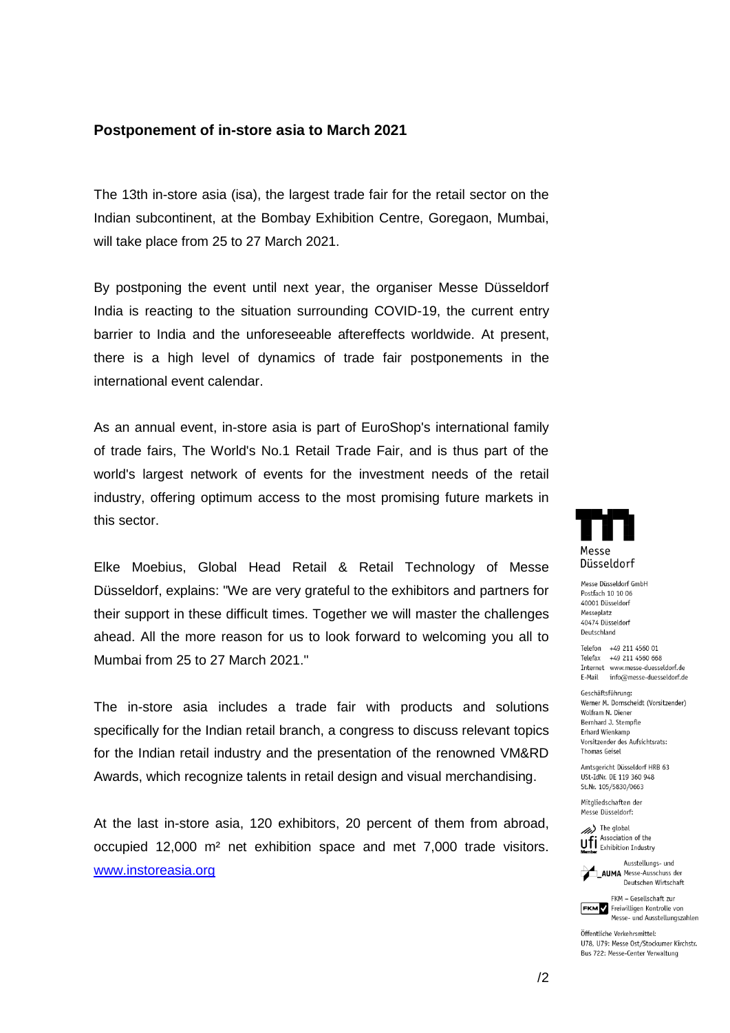## Postponement of in-store asia to March 2021

The 13th in-store asia (isa), the largest trade fair for the retail sector on the Indian subcontinent, at the Bombay Exhibition Centre, Goregaon, Mumbai, will take place from 25 to 27 March 2021.

By postponing the event until next year, the organiser Messe Düsseldorf India is reacting to the situation surrounding COVID-19, the current entry barrier to India and the unforeseeable aftereffects worldwide. At present, there is a high level of dynamics of trade fair postponements in the international event calendar.

As an annual event, in-store asia is part of EuroShop's international family of trade fairs, The World's No.1 Retail Trade Fair, and is thus part of the world's largest network of events for the investment needs of the retail industry, offering optimum access to the most promising future markets in this sector.

Elke Moebius, Global Head Retail & Retail Technology of Messe Düsseldorf, explains: "We are very grateful to the exhibitors and partners for their support in these difficult times. Together we will master the challenges ahead. All the more reason for us to look forward to welcoming you all to Mumbai from 25 to 27 March 2021."

The in-store asia includes a trade fair with products and solutions specifically for the Indian retail branch, a congress to discuss relevant topics for the Indian retail industry and the presentation of the renowned VM&RD Awards, which recognize talents in retail design and visual merchandising.

At the last in-store asia, 120 exhibitors, 20 percent of them from abroad, occupied 12,000 m² net exhibition space and met 7,000 trade visitors. [www.instoreasia.org](http://www.instoreasia.org)

Messe Düsseldorf

Messe Düsseldorf GmbH
Postfach 10 10 06
40001 Düsseldorf
Messeplatz
40474 Düsseldorf
Deutschland

Telefon +49 211 4560 01
Telefax +49 211 4560 668
Internet www.messe-duesseldorf.de
E-Mail info@messe-duesseldorf.de

Geschäftsführung:
Werner M. Dornscheidt (Vorsitzender)
Wolfram N. Diener
Bernhard J. Stempfle
Erhard Wienkamp
Vorsitzender des Aufsichtsrats:
Thomas Geisel

Amtsgericht Düsseldorf HRB 63
USt-IdNr. DE 119 360 948
St.Nr. 105/5830/0663

Mitgliedschaften der Messe Düsseldorf:

The global Association of the Exhibition Industry

Ausstellungs- und Messe-Ausschuss der Deutschen Wirtschaft

FKM – Gesellschaft zur Freiwilligen Kontrolle von Messe- und Ausstellungszahlen

Öffentliche Verkehrsmittel:
U78, U79: Messe Ost/Stockumer Kirchstr.
Bus 722: Messe-Center Verwaltung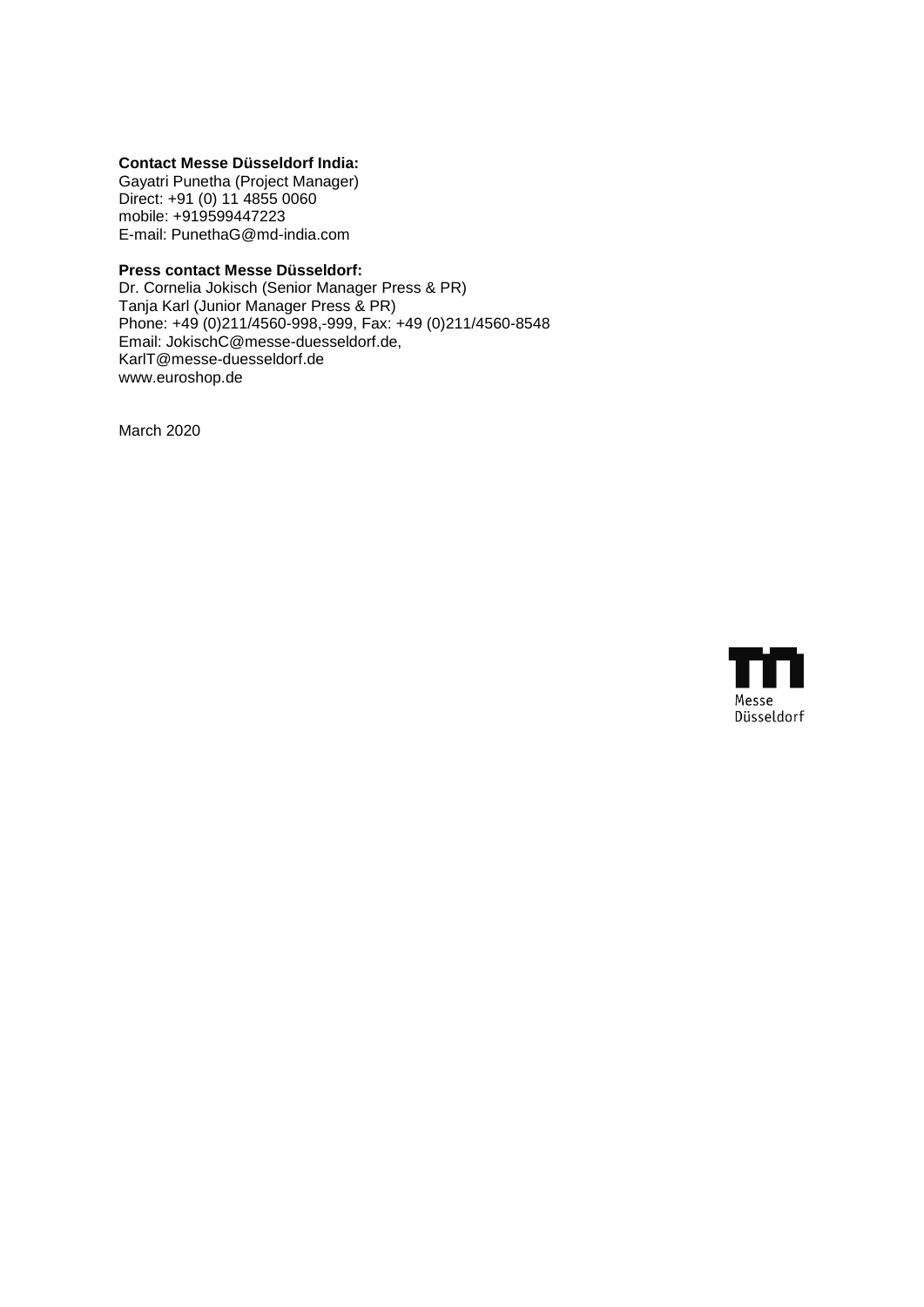**Contact Messe Düsseldorf India:**
Gayatri Punetha (Project Manager)
Direct: +91 (0) 11 4855 0060
mobile: +919599447223
E-mail: PunethaG@md-india.com

**Press contact Messe Düsseldorf:**
Dr. Cornelia Jokisch (Senior Manager Press & PR)
Tanja Karl (Junior Manager Press & PR)
Phone: +49 (0)211/4560-998,-999, Fax: +49 (0)211/4560-8548
Email: JokischC@messe-duesseldorf.de,
KarlT@messe-duesseldorf.de
www.euroshop.de

March 2020

Messe
Düsseldorf